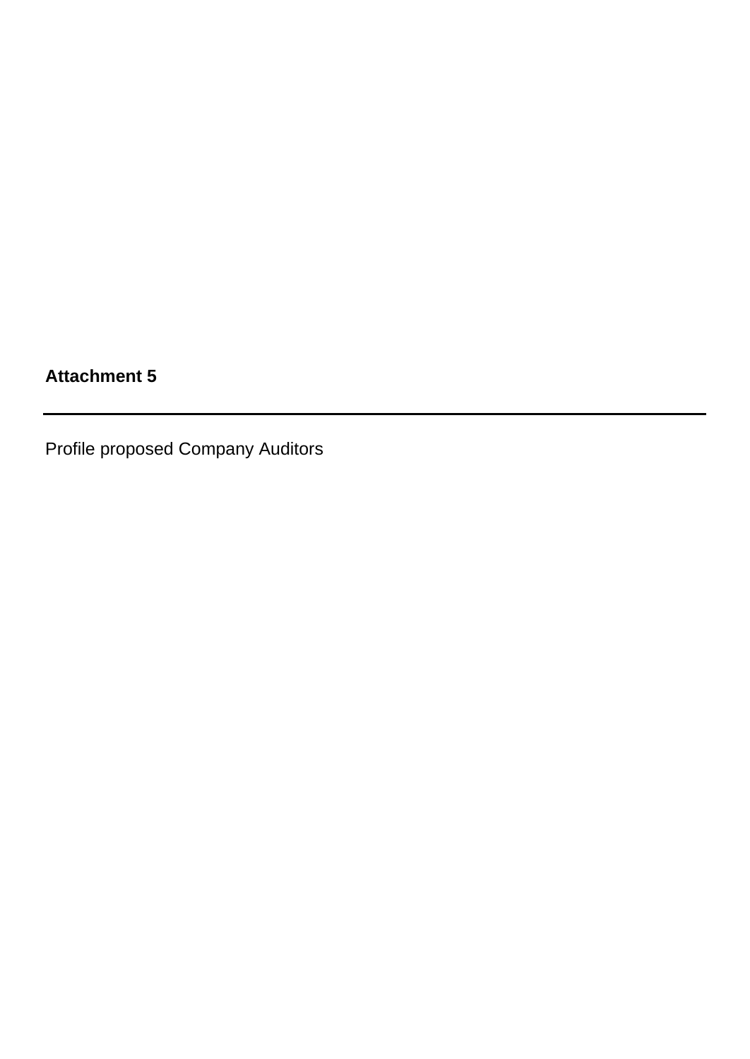**Attachment 5**

---

Profile proposed Company Auditors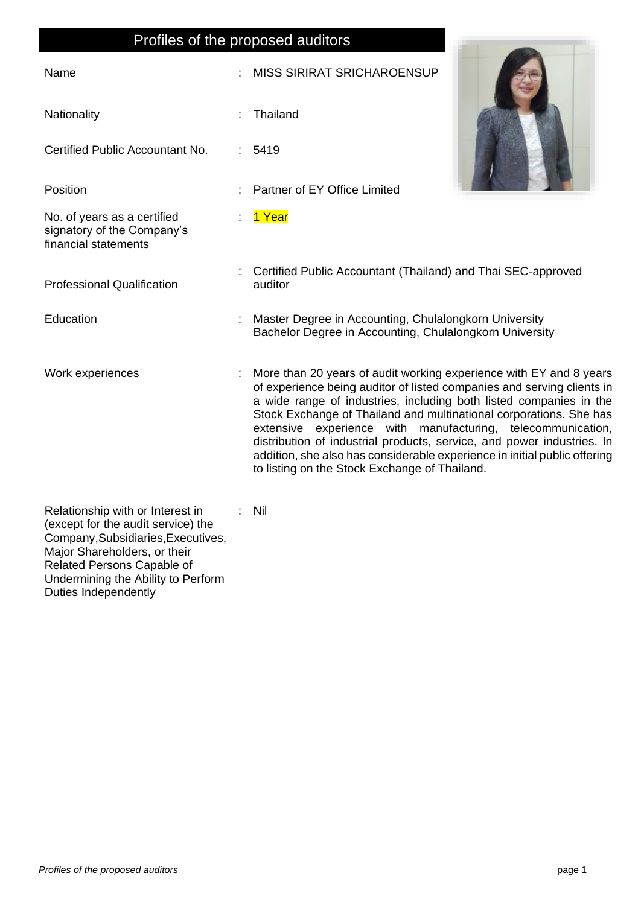# Profiles of the proposed auditors

| | | |
|---|---|---|
| Name | : | MISS SIRIRAT SRICHAROENSUP |
| Nationality | : | Thailand |
| Certified Public Accountant No. | : | 5419 |
| Position | : | Partner of EY Office Limited |
| No. of years as a certified signatory of the Company's financial statements | : | 1 Year |
| Professional Qualification | : | Certified Public Accountant (Thailand) and Thai SEC-approved auditor |
| Education | : | Master Degree in Accounting, Chulalongkorn University<br>Bachelor Degree in Accounting, Chulalongkorn University |
| Work experiences | : | More than 20 years of audit working experience with EY and 8 years of experience being auditor of listed companies and serving clients in a wide range of industries, including both listed companies in the Stock Exchange of Thailand and multinational corporations. She has extensive experience with manufacturing, telecommunication, distribution of industrial products, service, and power industries. In addition, she also has considerable experience in initial public offering to listing on the Stock Exchange of Thailand. |
| Relationship with or Interest in (except for the audit service) the Company,Subsidiaries,Executives, Major Shareholders, or their Related Persons Capable of Undermining the Ability to Perform Duties Independently | : | Nil |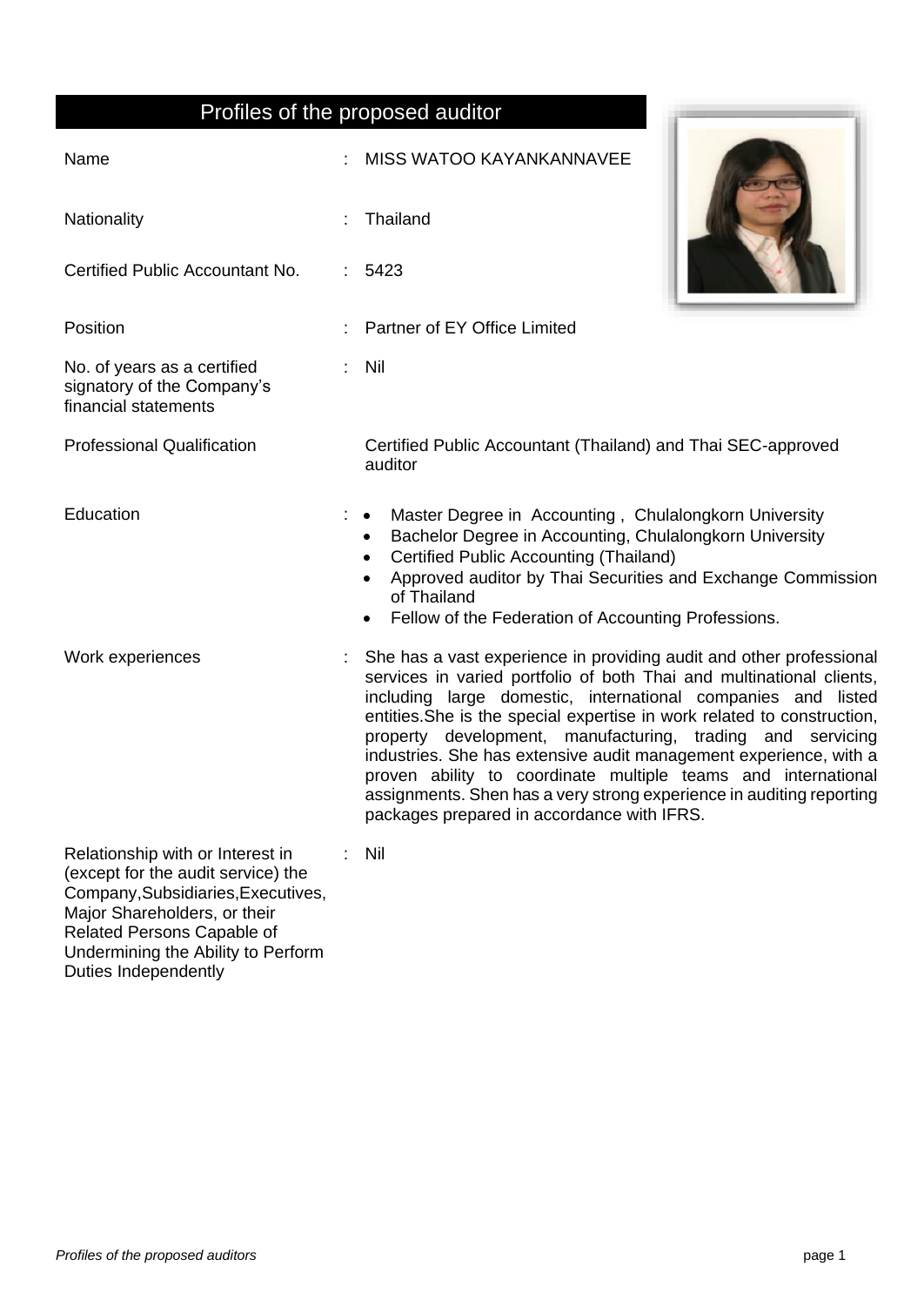# Profiles of the proposed auditor

| | | |
|---|---|---|
| Name | : | MISS WATOO KAYANKANNAVEE |
| Nationality | : | Thailand |
| Certified Public Accountant No. | : | 5423 |
| Position | : | Partner of EY Office Limited |
| No. of years as a certified signatory of the Company's financial statements | : | Nil |
| Professional Qualification | | Certified Public Accountant (Thailand) and Thai SEC-approved auditor |
| Education | : | • Master Degree in Accounting , Chulalongkorn University<br>• Bachelor Degree in Accounting, Chulalongkorn University<br>• Certified Public Accounting (Thailand)<br>• Approved auditor by Thai Securities and Exchange Commission of Thailand<br>• Fellow of the Federation of Accounting Professions. |
| Work experiences | : | She has a vast experience in providing audit and other professional services in varied portfolio of both Thai and multinational clients, including large domestic, international companies and listed entities.She is the special expertise in work related to construction, property development, manufacturing, trading and servicing industries. She has extensive audit management experience, with a proven ability to coordinate multiple teams and international assignments. Shen has a very strong experience in auditing reporting packages prepared in accordance with IFRS. |
| Relationship with or Interest in (except for the audit service) the Company,Subsidiaries,Executives, Major Shareholders, or their Related Persons Capable of Undermining the Ability to Perform Duties Independently | : | Nil |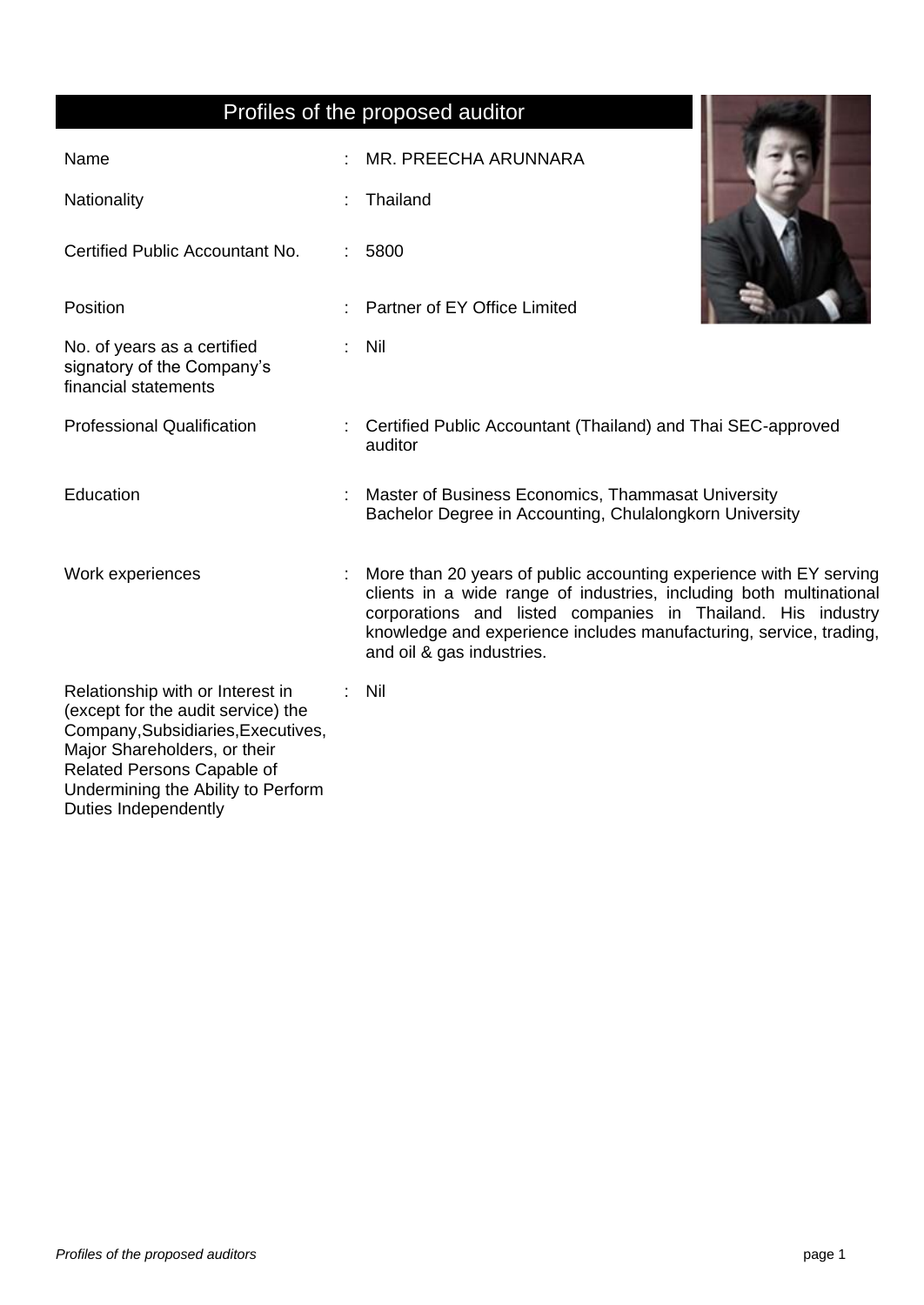# Profiles of the proposed auditor

| | | |
|---|---|---|
| Name | : | MR. PREECHA ARUNNARA |
| Nationality | : | Thailand |
| Certified Public Accountant No. | : | 5800 |
| Position | : | Partner of EY Office Limited |
| No. of years as a certified signatory of the Company's financial statements | : | Nil |
| Professional Qualification | : | Certified Public Accountant (Thailand) and Thai SEC-approved auditor |
| Education | : | Master of Business Economics, Thammasat University<br>Bachelor Degree in Accounting, Chulalongkorn University |
| Work experiences | : | More than 20 years of public accounting experience with EY serving clients in a wide range of industries, including both multinational corporations and listed companies in Thailand. His industry knowledge and experience includes manufacturing, service, trading, and oil & gas industries. |
| Relationship with or Interest in (except for the audit service) the Company,Subsidiaries,Executives, Major Shareholders, or their Related Persons Capable of Undermining the Ability to Perform Duties Independently | : | Nil |